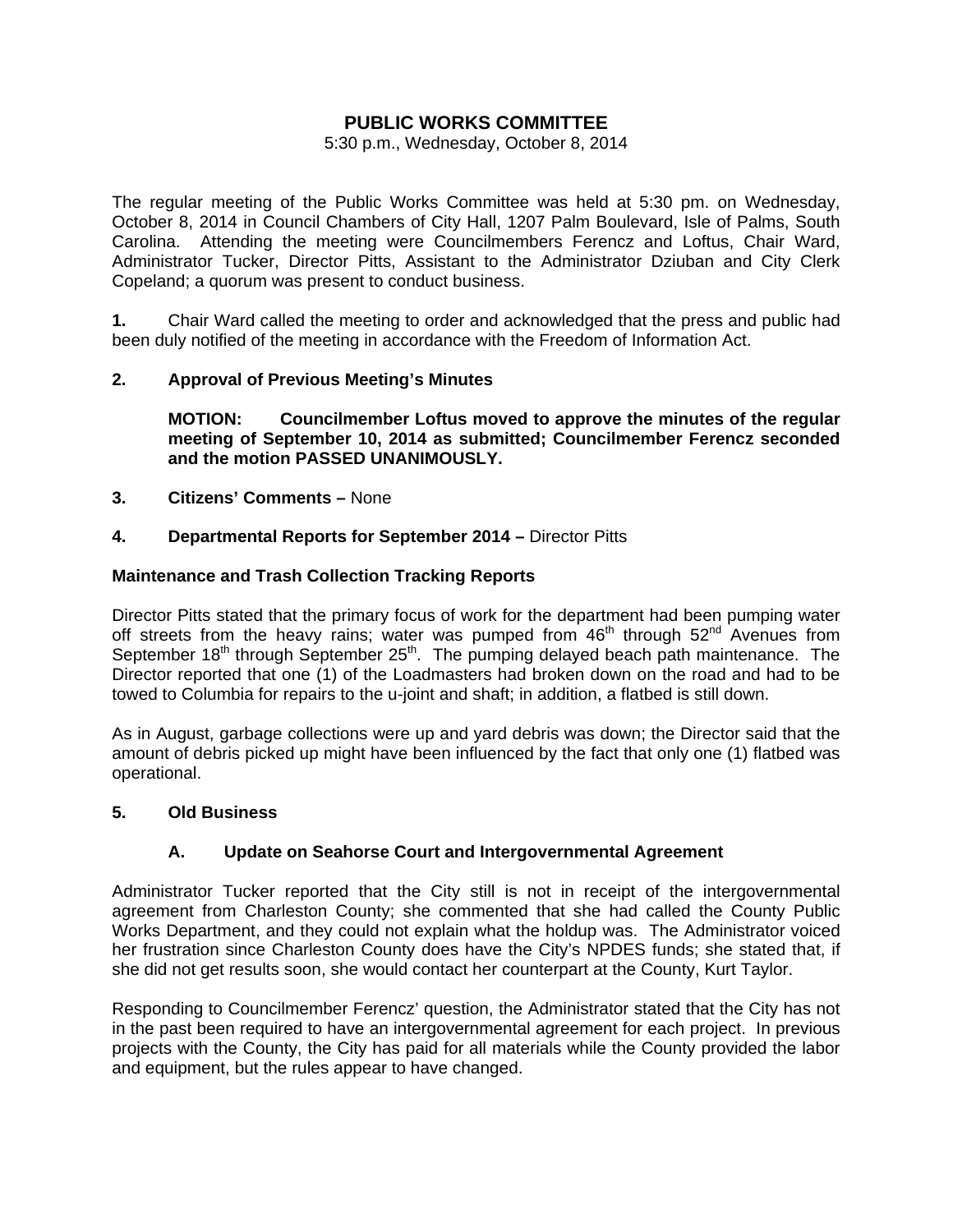# PUBLIC WORKS COMMITTEE

5:30 p.m., Wednesday, October 8, 2014

The regular meeting of the Public Works Committee was held at 5:30 pm. on Wednesday, October 8, 2014 in Council Chambers of City Hall, 1207 Palm Boulevard, Isle of Palms, South Carolina. Attending the meeting were Councilmembers Ferencz and Loftus, Chair Ward, Administrator Tucker, Director Pitts, Assistant to the Administrator Dziuban and City Clerk Copeland; a quorum was present to conduct business.

**1.** Chair Ward called the meeting to order and acknowledged that the press and public had been duly notified of the meeting in accordance with the Freedom of Information Act.

**2. Approval of Previous Meeting's Minutes**

**MOTION: Councilmember Loftus moved to approve the minutes of the regular meeting of September 10, 2014 as submitted; Councilmember Ferencz seconded and the motion PASSED UNANIMOUSLY.**

**3. Citizens' Comments –** None

**4. Departmental Reports for September 2014 –** Director Pitts

**Maintenance and Trash Collection Tracking Reports**

Director Pitts stated that the primary focus of work for the department had been pumping water off streets from the heavy rains; water was pumped from 46th through 52nd Avenues from September 18th through September 25th. The pumping delayed beach path maintenance. The Director reported that one (1) of the Loadmasters had broken down on the road and had to be towed to Columbia for repairs to the u-joint and shaft; in addition, a flatbed is still down.

As in August, garbage collections were up and yard debris was down; the Director said that the amount of debris picked up might have been influenced by the fact that only one (1) flatbed was operational.

**5. Old Business**

**A. Update on Seahorse Court and Intergovernmental Agreement**

Administrator Tucker reported that the City still is not in receipt of the intergovernmental agreement from Charleston County; she commented that she had called the County Public Works Department, and they could not explain what the holdup was. The Administrator voiced her frustration since Charleston County does have the City's NPDES funds; she stated that, if she did not get results soon, she would contact her counterpart at the County, Kurt Taylor.

Responding to Councilmember Ferencz' question, the Administrator stated that the City has not in the past been required to have an intergovernmental agreement for each project. In previous projects with the County, the City has paid for all materials while the County provided the labor and equipment, but the rules appear to have changed.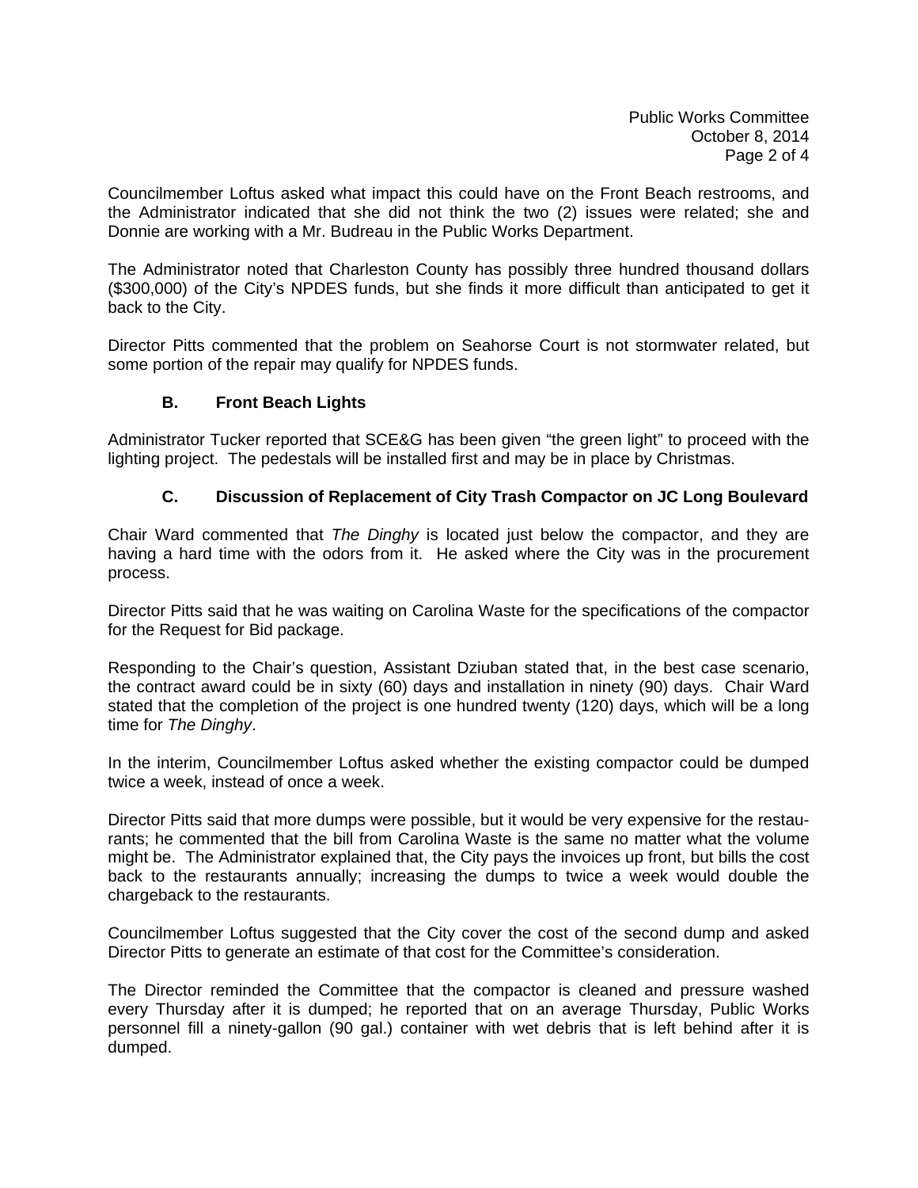Councilmember Loftus asked what impact this could have on the Front Beach restrooms, and the Administrator indicated that she did not think the two (2) issues were related; she and Donnie are working with a Mr. Budreau in the Public Works Department.

The Administrator noted that Charleston County has possibly three hundred thousand dollars ($300,000) of the City's NPDES funds, but she finds it more difficult than anticipated to get it back to the City.

Director Pitts commented that the problem on Seahorse Court is not stormwater related, but some portion of the repair may qualify for NPDES funds.

### B. Front Beach Lights

Administrator Tucker reported that SCE&G has been given "the green light" to proceed with the lighting project. The pedestals will be installed first and may be in place by Christmas.

### C. Discussion of Replacement of City Trash Compactor on JC Long Boulevard

Chair Ward commented that *The Dinghy* is located just below the compactor, and they are having a hard time with the odors from it. He asked where the City was in the procurement process.

Director Pitts said that he was waiting on Carolina Waste for the specifications of the compactor for the Request for Bid package.

Responding to the Chair's question, Assistant Dziuban stated that, in the best case scenario, the contract award could be in sixty (60) days and installation in ninety (90) days. Chair Ward stated that the completion of the project is one hundred twenty (120) days, which will be a long time for *The Dinghy*.

In the interim, Councilmember Loftus asked whether the existing compactor could be dumped twice a week, instead of once a week.

Director Pitts said that more dumps were possible, but it would be very expensive for the restaurants; he commented that the bill from Carolina Waste is the same no matter what the volume might be. The Administrator explained that, the City pays the invoices up front, but bills the cost back to the restaurants annually; increasing the dumps to twice a week would double the chargeback to the restaurants.

Councilmember Loftus suggested that the City cover the cost of the second dump and asked Director Pitts to generate an estimate of that cost for the Committee's consideration.

The Director reminded the Committee that the compactor is cleaned and pressure washed every Thursday after it is dumped; he reported that on an average Thursday, Public Works personnel fill a ninety-gallon (90 gal.) container with wet debris that is left behind after it is dumped.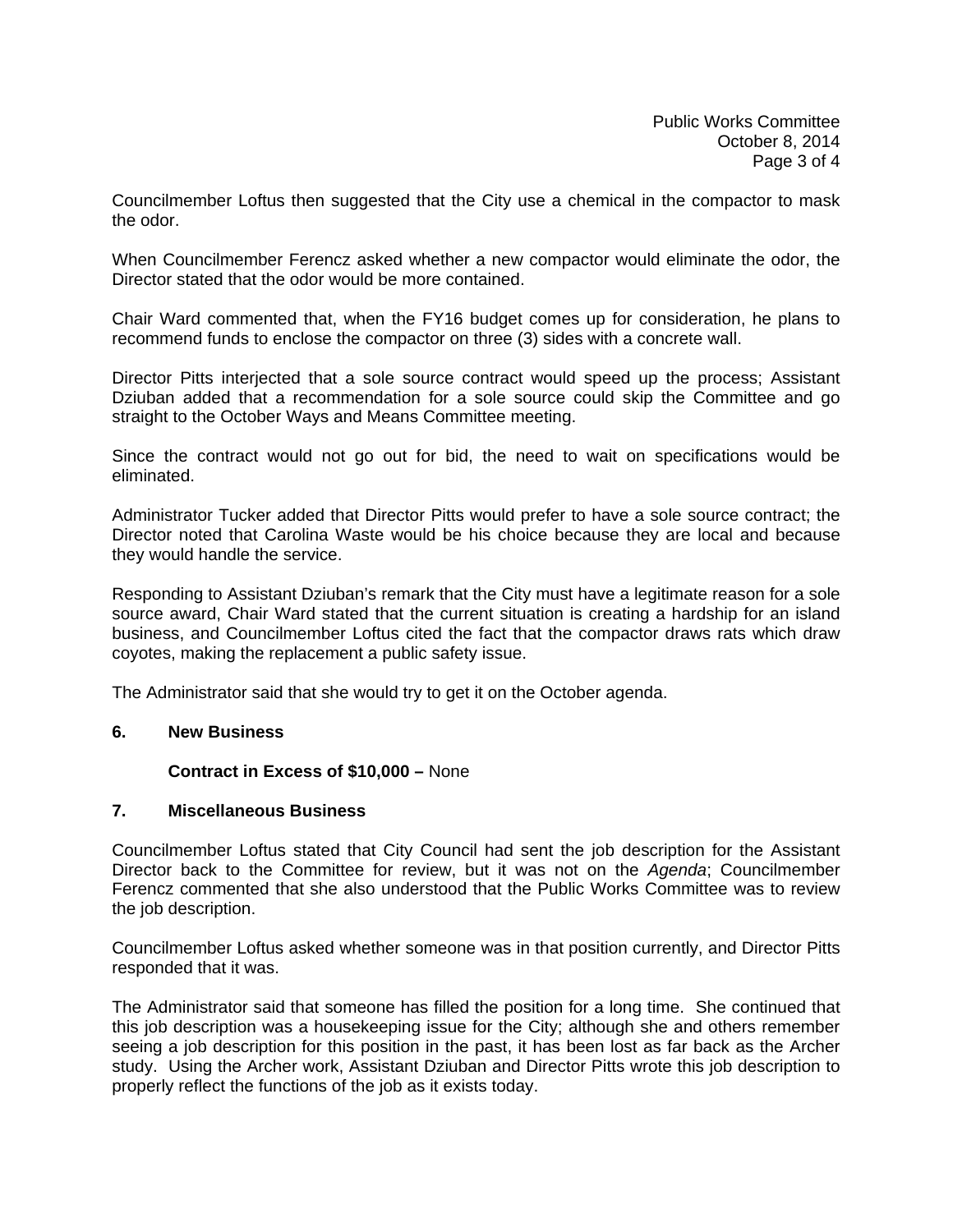Councilmember Loftus then suggested that the City use a chemical in the compactor to mask the odor.

When Councilmember Ferencz asked whether a new compactor would eliminate the odor, the Director stated that the odor would be more contained.

Chair Ward commented that, when the FY16 budget comes up for consideration, he plans to recommend funds to enclose the compactor on three (3) sides with a concrete wall.

Director Pitts interjected that a sole source contract would speed up the process; Assistant Dziuban added that a recommendation for a sole source could skip the Committee and go straight to the October Ways and Means Committee meeting.

Since the contract would not go out for bid, the need to wait on specifications would be eliminated.

Administrator Tucker added that Director Pitts would prefer to have a sole source contract; the Director noted that Carolina Waste would be his choice because they are local and because they would handle the service.

Responding to Assistant Dziuban's remark that the City must have a legitimate reason for a sole source award, Chair Ward stated that the current situation is creating a hardship for an island business, and Councilmember Loftus cited the fact that the compactor draws rats which draw coyotes, making the replacement a public safety issue.

The Administrator said that she would try to get it on the October agenda.

**6. New Business**

**Contract in Excess of $10,000 –** None

**7. Miscellaneous Business**

Councilmember Loftus stated that City Council had sent the job description for the Assistant Director back to the Committee for review, but it was not on the *Agenda*; Councilmember Ferencz commented that she also understood that the Public Works Committee was to review the job description.

Councilmember Loftus asked whether someone was in that position currently, and Director Pitts responded that it was.

The Administrator said that someone has filled the position for a long time. She continued that this job description was a housekeeping issue for the City; although she and others remember seeing a job description for this position in the past, it has been lost as far back as the Archer study. Using the Archer work, Assistant Dziuban and Director Pitts wrote this job description to properly reflect the functions of the job as it exists today.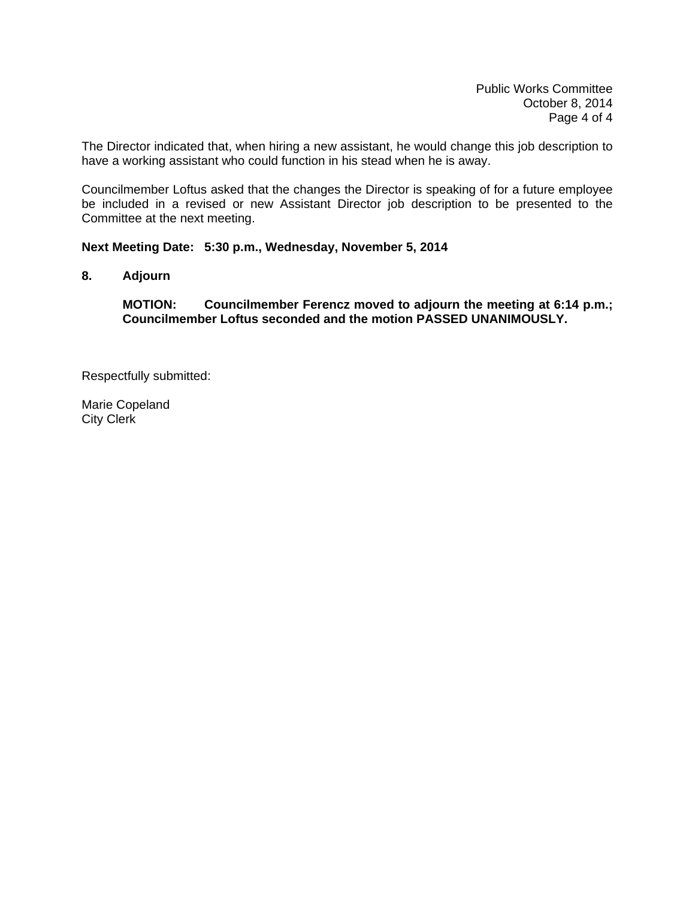The Director indicated that, when hiring a new assistant, he would change this job description to have a working assistant who could function in his stead when he is away.

Councilmember Loftus asked that the changes the Director is speaking of for a future employee be included in a revised or new Assistant Director job description to be presented to the Committee at the next meeting.

**Next Meeting Date: 5:30 p.m., Wednesday, November 5, 2014**

**8. Adjourn**

**MOTION: Councilmember Ferencz moved to adjourn the meeting at 6:14 p.m.; Councilmember Loftus seconded and the motion PASSED UNANIMOUSLY.**

Respectfully submitted:

Marie Copeland
City Clerk